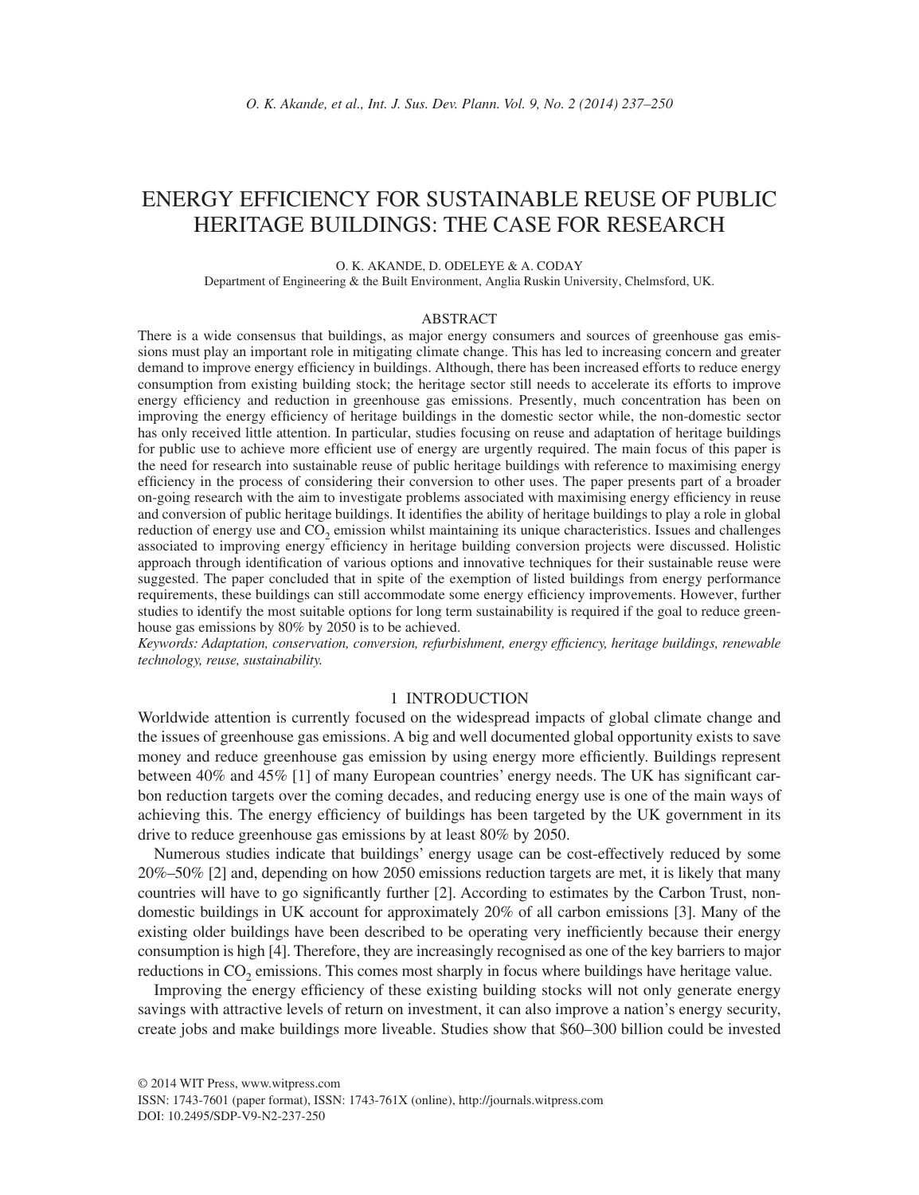# ENERGY EFFICIENCY FOR SUSTAINABLE REUSE OF PUBLIC HERITAGE BUILDINGS: THE CASE FOR RESEARCH

O. K. AKANDE, D. ODELEYE & A. CODAY

Department of Engineering & the Built Environment, Anglia Ruskin University, Chelmsford, UK.

## ABSTRACT

There is a wide consensus that buildings, as major energy consumers and sources of greenhouse gas emissions must play an important role in mitigating climate change. This has led to increasing concern and greater demand to improve energy efficiency in buildings. Although, there has been increased efforts to reduce energy consumption from existing building stock; the heritage sector still needs to accelerate its efforts to improve energy efficiency and reduction in greenhouse gas emissions. Presently, much concentration has been on improving the energy efficiency of heritage buildings in the domestic sector while, the non-domestic sector has only received little attention. In particular, studies focusing on reuse and adaptation of heritage buildings for public use to achieve more efficient use of energy are urgently required. The main focus of this paper is the need for research into sustainable reuse of public heritage buildings with reference to maximising energy efficiency in the process of considering their conversion to other uses. The paper presents part of a broader on-going research with the aim to investigate problems associated with maximising energy efficiency in reuse and conversion of public heritage buildings. It identifies the ability of heritage buildings to play a role in global reduction of energy use and $CO_2$ emission whilst maintaining its unique characteristics. Issues and challenges associated to improving energy efficiency in heritage building conversion projects were discussed. Holistic approach through identification of various options and innovative techniques for their sustainable reuse were suggested. The paper concluded that in spite of the exemption of listed buildings from energy performance requirements, these buildings can still accommodate some energy efficiency improvements. However, further studies to identify the most suitable options for long term sustainability is required if the goal to reduce greenhouse gas emissions by 80% by 2050 is to be achieved.

*Keywords: Adaptation, conservation, conversion, refurbishment, energy efficiency, heritage buildings, renewable technology, reuse, sustainability.*

## 1 INTRODUCTION

Worldwide attention is currently focused on the widespread impacts of global climate change and the issues of greenhouse gas emissions. A big and well documented global opportunity exists to save money and reduce greenhouse gas emission by using energy more efficiently. Buildings represent between 40% and 45% [1] of many European countries' energy needs. The UK has significant carbon reduction targets over the coming decades, and reducing energy use is one of the main ways of achieving this. The energy efficiency of buildings has been targeted by the UK government in its drive to reduce greenhouse gas emissions by at least 80% by 2050.

Numerous studies indicate that buildings' energy usage can be cost-effectively reduced by some 20%–50% [2] and, depending on how 2050 emissions reduction targets are met, it is likely that many countries will have to go significantly further [2]. According to estimates by the Carbon Trust, non-domestic buildings in UK account for approximately 20% of all carbon emissions [3]. Many of the existing older buildings have been described to be operating very inefficiently because their energy consumption is high [4]. Therefore, they are increasingly recognised as one of the key barriers to major reductions in $CO_2$ emissions. This comes most sharply in focus where buildings have heritage value.

Improving the energy efficiency of these existing building stocks will not only generate energy savings with attractive levels of return on investment, it can also improve a nation's energy security, create jobs and make buildings more liveable. Studies show that $60–300 billion could be invested

© 2014 WIT Press, www.witpress.com
ISSN: 1743-7601 (paper format), ISSN: 1743-761X (online), http://journals.witpress.com
DOI: 10.2495/SDP-V9-N2-237-250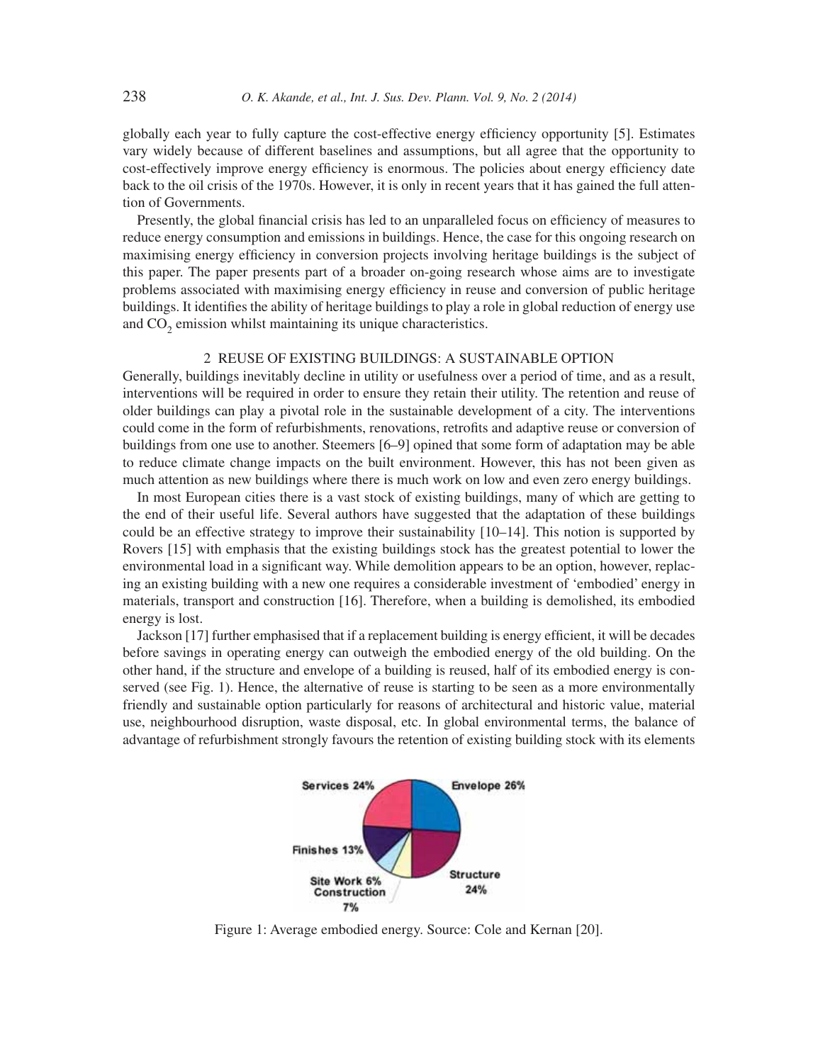globally each year to fully capture the cost-effective energy efficiency opportunity [5]. Estimates vary widely because of different baselines and assumptions, but all agree that the opportunity to cost-effectively improve energy efficiency is enormous. The policies about energy efficiency date back to the oil crisis of the 1970s. However, it is only in recent years that it has gained the full attention of Governments.

Presently, the global financial crisis has led to an unparalleled focus on efficiency of measures to reduce energy consumption and emissions in buildings. Hence, the case for this ongoing research on maximising energy efficiency in conversion projects involving heritage buildings is the subject of this paper. The paper presents part of a broader on-going research whose aims are to investigate problems associated with maximising energy efficiency in reuse and conversion of public heritage buildings. It identifies the ability of heritage buildings to play a role in global reduction of energy use and $CO_2$ emission whilst maintaining its unique characteristics.

## 2 REUSE OF EXISTING BUILDINGS: A SUSTAINABLE OPTION

Generally, buildings inevitably decline in utility or usefulness over a period of time, and as a result, interventions will be required in order to ensure they retain their utility. The retention and reuse of older buildings can play a pivotal role in the sustainable development of a city. The interventions could come in the form of refurbishments, renovations, retrofits and adaptive reuse or conversion of buildings from one use to another. Steemers [6–9] opined that some form of adaptation may be able to reduce climate change impacts on the built environment. However, this has not been given as much attention as new buildings where there is much work on low and even zero energy buildings.

In most European cities there is a vast stock of existing buildings, many of which are getting to the end of their useful life. Several authors have suggested that the adaptation of these buildings could be an effective strategy to improve their sustainability [10–14]. This notion is supported by Rovers [15] with emphasis that the existing buildings stock has the greatest potential to lower the environmental load in a significant way. While demolition appears to be an option, however, replacing an existing building with a new one requires a considerable investment of 'embodied' energy in materials, transport and construction [16]. Therefore, when a building is demolished, its embodied energy is lost.

Jackson [17] further emphasised that if a replacement building is energy efficient, it will be decades before savings in operating energy can outweigh the embodied energy of the old building. On the other hand, if the structure and envelope of a building is reused, half of its embodied energy is conserved (see Fig. 1). Hence, the alternative of reuse is starting to be seen as a more environmentally friendly and sustainable option particularly for reasons of architectural and historic value, material use, neighbourhood disruption, waste disposal, etc. In global environmental terms, the balance of advantage of refurbishment strongly favours the retention of existing building stock with its elements

Services 24%, Envelope 26%, Finishes 13%, Site Work 6%, Construction 7%, Structure 24%

Figure 1: Average embodied energy. Source: Cole and Kernan [20].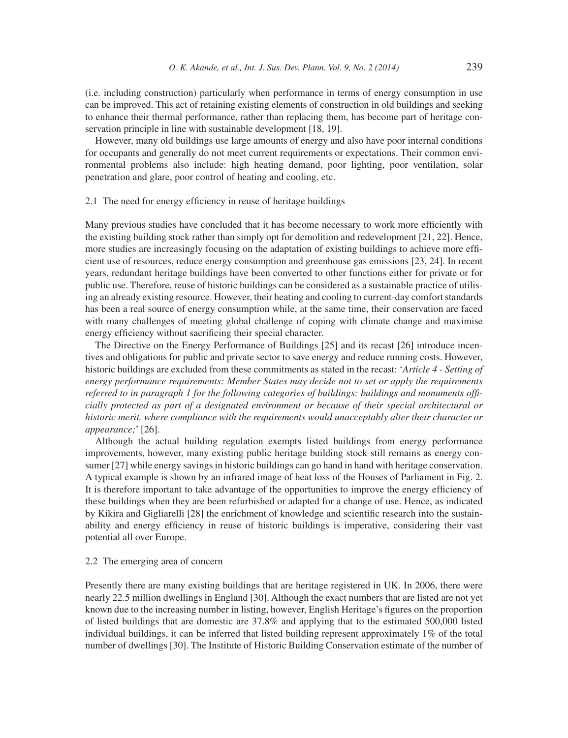(i.e. including construction) particularly when performance in terms of energy consumption in use can be improved. This act of retaining existing elements of construction in old buildings and seeking to enhance their thermal performance, rather than replacing them, has become part of heritage conservation principle in line with sustainable development [18, 19].

However, many old buildings use large amounts of energy and also have poor internal conditions for occupants and generally do not meet current requirements or expectations. Their common environmental problems also include: high heating demand, poor lighting, poor ventilation, solar penetration and glare, poor control of heating and cooling, etc.

### 2.1 The need for energy efficiency in reuse of heritage buildings

Many previous studies have concluded that it has become necessary to work more efficiently with the existing building stock rather than simply opt for demolition and redevelopment [21, 22]. Hence, more studies are increasingly focusing on the adaptation of existing buildings to achieve more efficient use of resources, reduce energy consumption and greenhouse gas emissions [23, 24]. In recent years, redundant heritage buildings have been converted to other functions either for private or for public use. Therefore, reuse of historic buildings can be considered as a sustainable practice of utilising an already existing resource. However, their heating and cooling to current-day comfort standards has been a real source of energy consumption while, at the same time, their conservation are faced with many challenges of meeting global challenge of coping with climate change and maximise energy efficiency without sacrificing their special character.

The Directive on the Energy Performance of Buildings [25] and its recast [26] introduce incentives and obligations for public and private sector to save energy and reduce running costs. However, historic buildings are excluded from these commitments as stated in the recast: '*Article 4 - Setting of energy performance requirements: Member States may decide not to set or apply the requirements referred to in paragraph 1 for the following categories of buildings: buildings and monuments officially protected as part of a designated environment or because of their special architectural or historic merit, where compliance with the requirements would unacceptably alter their character or appearance;*' [26].

Although the actual building regulation exempts listed buildings from energy performance improvements, however, many existing public heritage building stock still remains as energy consumer [27] while energy savings in historic buildings can go hand in hand with heritage conservation. A typical example is shown by an infrared image of heat loss of the Houses of Parliament in Fig. 2. It is therefore important to take advantage of the opportunities to improve the energy efficiency of these buildings when they are been refurbished or adapted for a change of use. Hence, as indicated by Kikira and Gigliarelli [28] the enrichment of knowledge and scientific research into the sustainability and energy efficiency in reuse of historic buildings is imperative, considering their vast potential all over Europe.

### 2.2 The emerging area of concern

Presently there are many existing buildings that are heritage registered in UK. In 2006, there were nearly 22.5 million dwellings in England [30]. Although the exact numbers that are listed are not yet known due to the increasing number in listing, however, English Heritage's figures on the proportion of listed buildings that are domestic are 37.8% and applying that to the estimated 500,000 listed individual buildings, it can be inferred that listed building represent approximately 1% of the total number of dwellings [30]. The Institute of Historic Building Conservation estimate of the number of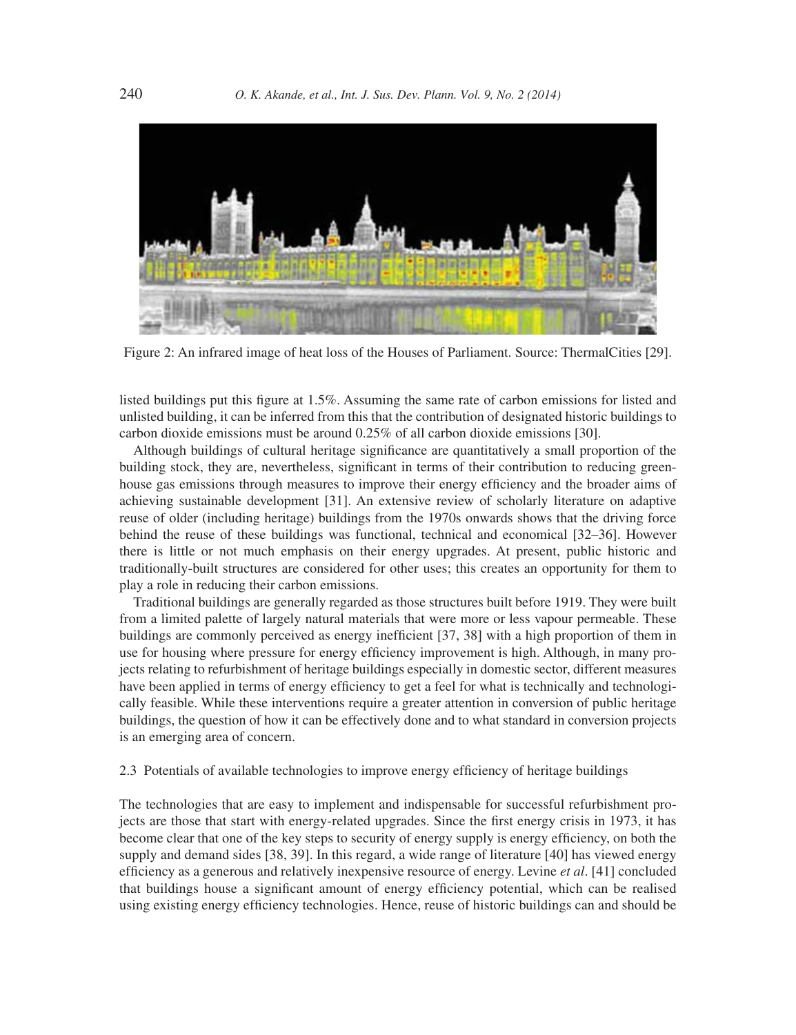Figure 2: An infrared image of heat loss of the Houses of Parliament. Source: ThermalCities [29].

listed buildings put this figure at 1.5%. Assuming the same rate of carbon emissions for listed and unlisted building, it can be inferred from this that the contribution of designated historic buildings to carbon dioxide emissions must be around 0.25% of all carbon dioxide emissions [30].

Although buildings of cultural heritage significance are quantitatively a small proportion of the building stock, they are, nevertheless, significant in terms of their contribution to reducing greenhouse gas emissions through measures to improve their energy efficiency and the broader aims of achieving sustainable development [31]. An extensive review of scholarly literature on adaptive reuse of older (including heritage) buildings from the 1970s onwards shows that the driving force behind the reuse of these buildings was functional, technical and economical [32–36]. However there is little or not much emphasis on their energy upgrades. At present, public historic and traditionally-built structures are considered for other uses; this creates an opportunity for them to play a role in reducing their carbon emissions.

Traditional buildings are generally regarded as those structures built before 1919. They were built from a limited palette of largely natural materials that were more or less vapour permeable. These buildings are commonly perceived as energy inefficient [37, 38] with a high proportion of them in use for housing where pressure for energy efficiency improvement is high. Although, in many projects relating to refurbishment of heritage buildings especially in domestic sector, different measures have been applied in terms of energy efficiency to get a feel for what is technically and technologically feasible. While these interventions require a greater attention in conversion of public heritage buildings, the question of how it can be effectively done and to what standard in conversion projects is an emerging area of concern.

### 2.3 Potentials of available technologies to improve energy efficiency of heritage buildings

The technologies that are easy to implement and indispensable for successful refurbishment projects are those that start with energy-related upgrades. Since the first energy crisis in 1973, it has become clear that one of the key steps to security of energy supply is energy efficiency, on both the supply and demand sides [38, 39]. In this regard, a wide range of literature [40] has viewed energy efficiency as a generous and relatively inexpensive resource of energy. Levine *et al*. [41] concluded that buildings house a significant amount of energy efficiency potential, which can be realised using existing energy efficiency technologies. Hence, reuse of historic buildings can and should be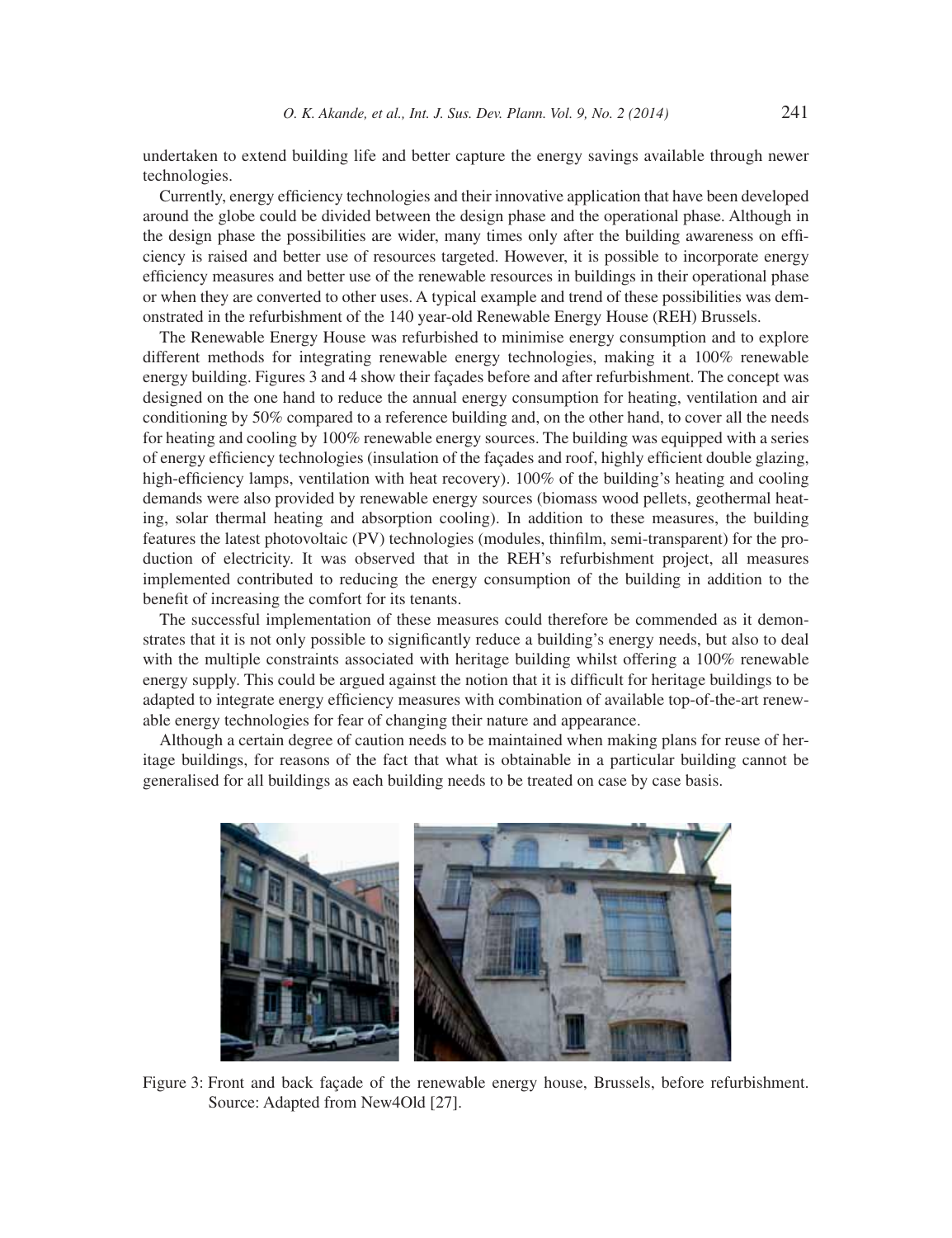undertaken to extend building life and better capture the energy savings available through newer technologies.

Currently, energy efficiency technologies and their innovative application that have been developed around the globe could be divided between the design phase and the operational phase. Although in the design phase the possibilities are wider, many times only after the building awareness on efficiency is raised and better use of resources targeted. However, it is possible to incorporate energy efficiency measures and better use of the renewable resources in buildings in their operational phase or when they are converted to other uses. A typical example and trend of these possibilities was demonstrated in the refurbishment of the 140 year-old Renewable Energy House (REH) Brussels.

The Renewable Energy House was refurbished to minimise energy consumption and to explore different methods for integrating renewable energy technologies, making it a 100% renewable energy building. Figures 3 and 4 show their façades before and after refurbishment. The concept was designed on the one hand to reduce the annual energy consumption for heating, ventilation and air conditioning by 50% compared to a reference building and, on the other hand, to cover all the needs for heating and cooling by 100% renewable energy sources. The building was equipped with a series of energy efficiency technologies (insulation of the façades and roof, highly efficient double glazing, high-efficiency lamps, ventilation with heat recovery). 100% of the building's heating and cooling demands were also provided by renewable energy sources (biomass wood pellets, geothermal heating, solar thermal heating and absorption cooling). In addition to these measures, the building features the latest photovoltaic (PV) technologies (modules, thinfilm, semi-transparent) for the production of electricity. It was observed that in the REH's refurbishment project, all measures implemented contributed to reducing the energy consumption of the building in addition to the benefit of increasing the comfort for its tenants.

The successful implementation of these measures could therefore be commended as it demonstrates that it is not only possible to significantly reduce a building's energy needs, but also to deal with the multiple constraints associated with heritage building whilst offering a 100% renewable energy supply. This could be argued against the notion that it is difficult for heritage buildings to be adapted to integrate energy efficiency measures with combination of available top-of-the-art renewable energy technologies for fear of changing their nature and appearance.

Although a certain degree of caution needs to be maintained when making plans for reuse of heritage buildings, for reasons of the fact that what is obtainable in a particular building cannot be generalised for all buildings as each building needs to be treated on case by case basis.

Figure 3: Front and back façade of the renewable energy house, Brussels, before refurbishment. Source: Adapted from New4Old [27].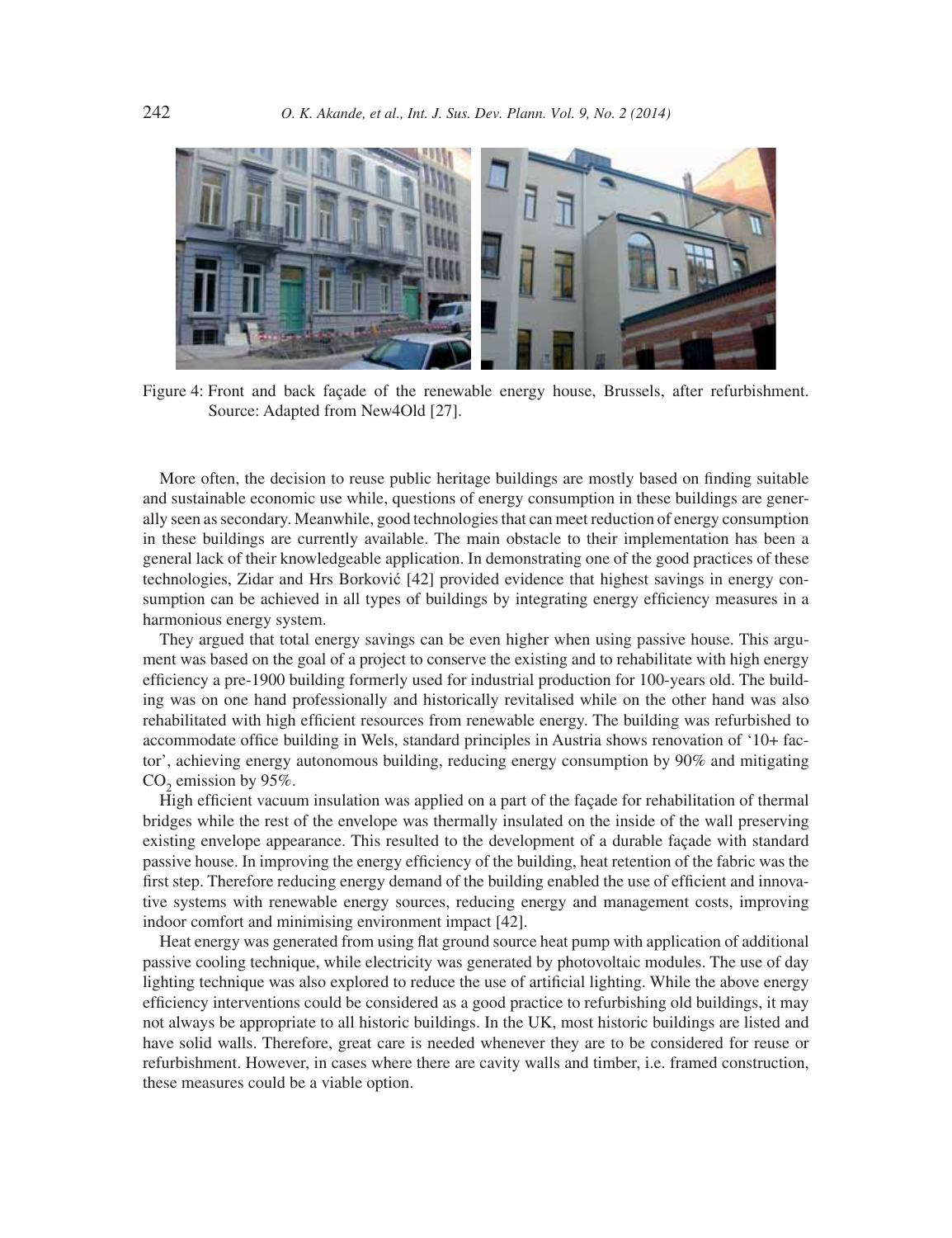Figure 4: Front and back façade of the renewable energy house, Brussels, after refurbishment. Source: Adapted from New4Old [27].

More often, the decision to reuse public heritage buildings are mostly based on finding suitable and sustainable economic use while, questions of energy consumption in these buildings are generally seen as secondary. Meanwhile, good technologies that can meet reduction of energy consumption in these buildings are currently available. The main obstacle to their implementation has been a general lack of their knowledgeable application. In demonstrating one of the good practices of these technologies, Zidar and Hrs Borković [42] provided evidence that highest savings in energy consumption can be achieved in all types of buildings by integrating energy efficiency measures in a harmonious energy system.

They argued that total energy savings can be even higher when using passive house. This argument was based on the goal of a project to conserve the existing and to rehabilitate with high energy efficiency a pre-1900 building formerly used for industrial production for 100-years old. The building was on one hand professionally and historically revitalised while on the other hand was also rehabilitated with high efficient resources from renewable energy. The building was refurbished to accommodate office building in Wels, standard principles in Austria shows renovation of '10+ factor', achieving energy autonomous building, reducing energy consumption by 90% and mitigating $CO_2$ emission by 95%.

High efficient vacuum insulation was applied on a part of the façade for rehabilitation of thermal bridges while the rest of the envelope was thermally insulated on the inside of the wall preserving existing envelope appearance. This resulted to the development of a durable façade with standard passive house. In improving the energy efficiency of the building, heat retention of the fabric was the first step. Therefore reducing energy demand of the building enabled the use of efficient and innovative systems with renewable energy sources, reducing energy and management costs, improving indoor comfort and minimising environment impact [42].

Heat energy was generated from using flat ground source heat pump with application of additional passive cooling technique, while electricity was generated by photovoltaic modules. The use of day lighting technique was also explored to reduce the use of artificial lighting. While the above energy efficiency interventions could be considered as a good practice to refurbishing old buildings, it may not always be appropriate to all historic buildings. In the UK, most historic buildings are listed and have solid walls. Therefore, great care is needed whenever they are to be considered for reuse or refurbishment. However, in cases where there are cavity walls and timber, i.e. framed construction, these measures could be a viable option.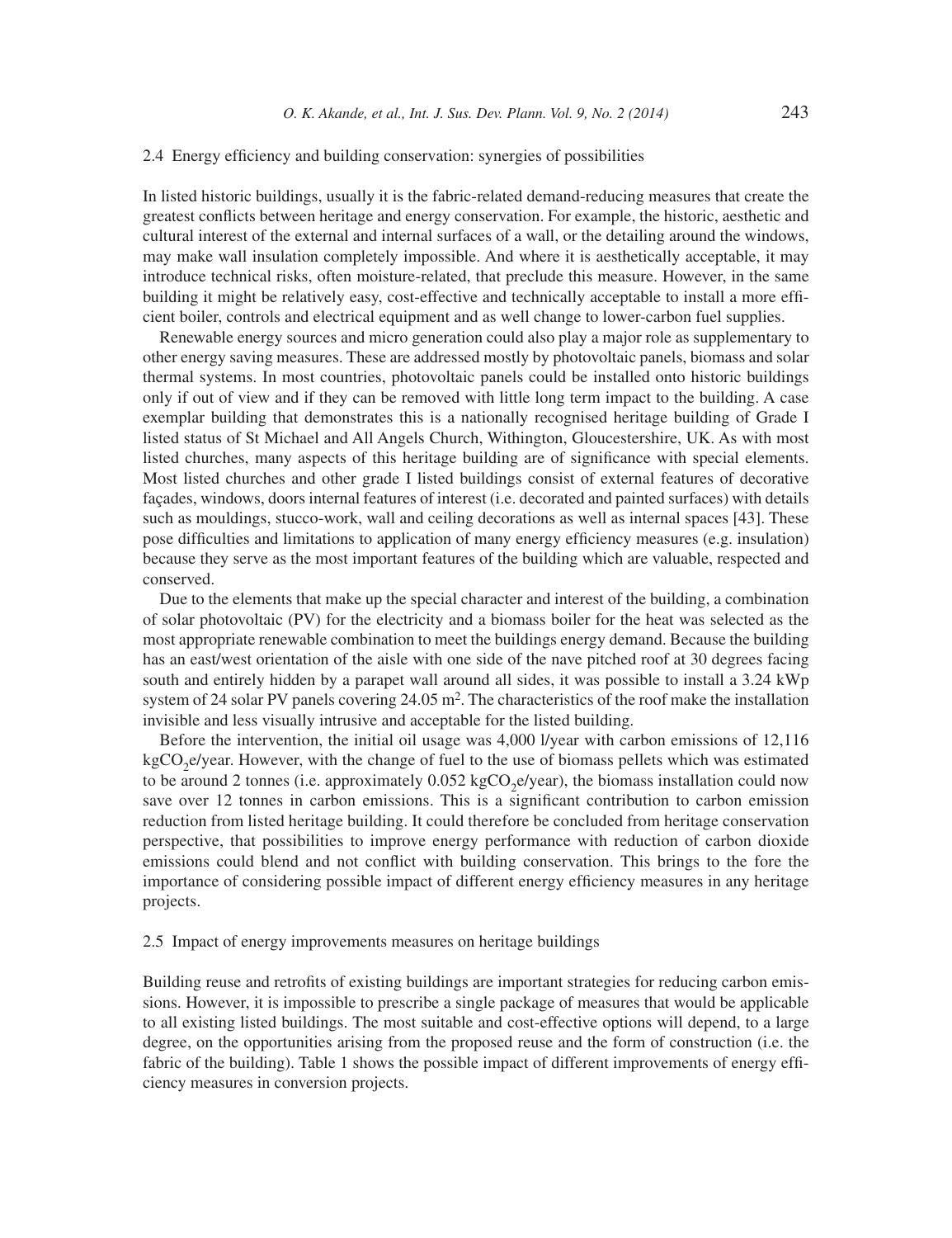### 2.4 Energy efficiency and building conservation: synergies of possibilities

In listed historic buildings, usually it is the fabric-related demand-reducing measures that create the greatest conflicts between heritage and energy conservation. For example, the historic, aesthetic and cultural interest of the external and internal surfaces of a wall, or the detailing around the windows, may make wall insulation completely impossible. And where it is aesthetically acceptable, it may introduce technical risks, often moisture-related, that preclude this measure. However, in the same building it might be relatively easy, cost-effective and technically acceptable to install a more efficient boiler, controls and electrical equipment and as well change to lower-carbon fuel supplies.

Renewable energy sources and micro generation could also play a major role as supplementary to other energy saving measures. These are addressed mostly by photovoltaic panels, biomass and solar thermal systems. In most countries, photovoltaic panels could be installed onto historic buildings only if out of view and if they can be removed with little long term impact to the building. A case exemplar building that demonstrates this is a nationally recognised heritage building of Grade I listed status of St Michael and All Angels Church, Withington, Gloucestershire, UK. As with most listed churches, many aspects of this heritage building are of significance with special elements. Most listed churches and other grade I listed buildings consist of external features of decorative façades, windows, doors internal features of interest (i.e. decorated and painted surfaces) with details such as mouldings, stucco-work, wall and ceiling decorations as well as internal spaces [43]. These pose difficulties and limitations to application of many energy efficiency measures (e.g. insulation) because they serve as the most important features of the building which are valuable, respected and conserved.

Due to the elements that make up the special character and interest of the building, a combination of solar photovoltaic (PV) for the electricity and a biomass boiler for the heat was selected as the most appropriate renewable combination to meet the buildings energy demand. Because the building has an east/west orientation of the aisle with one side of the nave pitched roof at 30 degrees facing south and entirely hidden by a parapet wall around all sides, it was possible to install a 3.24 kWp system of 24 solar PV panels covering 24.05 m$^2$. The characteristics of the roof make the installation invisible and less visually intrusive and acceptable for the listed building.

Before the intervention, the initial oil usage was 4,000 l/year with carbon emissions of 12,116 kg$CO_2$e/year. However, with the change of fuel to the use of biomass pellets which was estimated to be around 2 tonnes (i.e. approximately 0.052 kg$CO_2$e/year), the biomass installation could now save over 12 tonnes in carbon emissions. This is a significant contribution to carbon emission reduction from listed heritage building. It could therefore be concluded from heritage conservation perspective, that possibilities to improve energy performance with reduction of carbon dioxide emissions could blend and not conflict with building conservation. This brings to the fore the importance of considering possible impact of different energy efficiency measures in any heritage projects.

### 2.5 Impact of energy improvements measures on heritage buildings

Building reuse and retrofits of existing buildings are important strategies for reducing carbon emissions. However, it is impossible to prescribe a single package of measures that would be applicable to all existing listed buildings. The most suitable and cost-effective options will depend, to a large degree, on the opportunities arising from the proposed reuse and the form of construction (i.e. the fabric of the building). Table 1 shows the possible impact of different improvements of energy efficiency measures in conversion projects.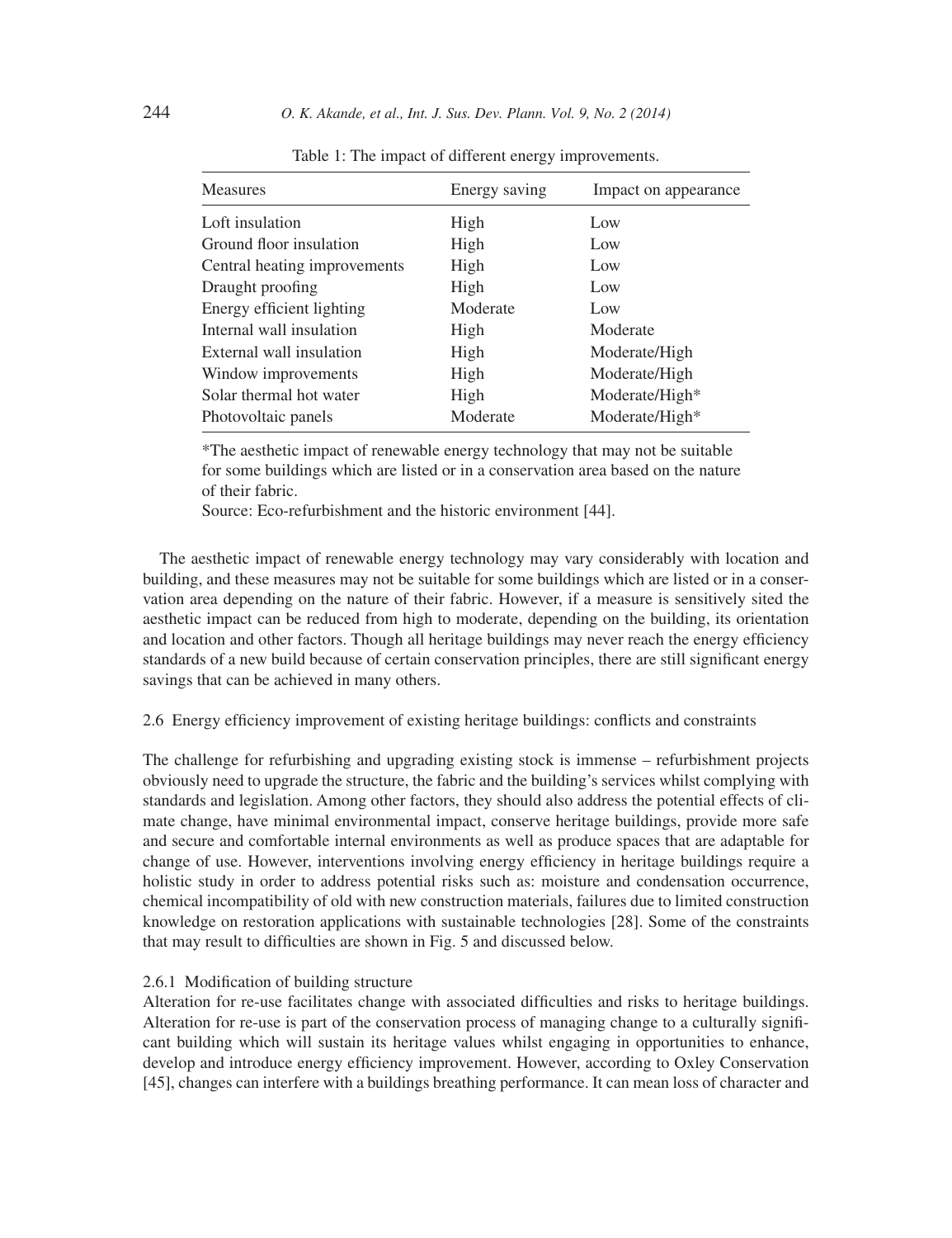Table 1: The impact of different energy improvements.

| Measures | Energy saving | Impact on appearance |
|---|---|---|
| Loft insulation | High | Low |
| Ground floor insulation | High | Low |
| Central heating improvements | High | Low |
| Draught proofing | High | Low |
| Energy efficient lighting | Moderate | Low |
| Internal wall insulation | High | Moderate |
| External wall insulation | High | Moderate/High |
| Window improvements | High | Moderate/High |
| Solar thermal hot water | High | Moderate/High* |
| Photovoltaic panels | Moderate | Moderate/High* |

*The aesthetic impact of renewable energy technology that may not be suitable for some buildings which are listed or in a conservation area based on the nature of their fabric.

Source: Eco-refurbishment and the historic environment [44].

The aesthetic impact of renewable energy technology may vary considerably with location and building, and these measures may not be suitable for some buildings which are listed or in a conservation area depending on the nature of their fabric. However, if a measure is sensitively sited the aesthetic impact can be reduced from high to moderate, depending on the building, its orientation and location and other factors. Though all heritage buildings may never reach the energy efficiency standards of a new build because of certain conservation principles, there are still significant energy savings that can be achieved in many others.

### 2.6 Energy efficiency improvement of existing heritage buildings: conflicts and constraints

The challenge for refurbishing and upgrading existing stock is immense – refurbishment projects obviously need to upgrade the structure, the fabric and the building's services whilst complying with standards and legislation. Among other factors, they should also address the potential effects of climate change, have minimal environmental impact, conserve heritage buildings, provide more safe and secure and comfortable internal environments as well as produce spaces that are adaptable for change of use. However, interventions involving energy efficiency in heritage buildings require a holistic study in order to address potential risks such as: moisture and condensation occurrence, chemical incompatibility of old with new construction materials, failures due to limited construction knowledge on restoration applications with sustainable technologies [28]. Some of the constraints that may result to difficulties are shown in Fig. 5 and discussed below.

#### 2.6.1 Modification of building structure

Alteration for re-use facilitates change with associated difficulties and risks to heritage buildings. Alteration for re-use is part of the conservation process of managing change to a culturally significant building which will sustain its heritage values whilst engaging in opportunities to enhance, develop and introduce energy efficiency improvement. However, according to Oxley Conservation [45], changes can interfere with a buildings breathing performance. It can mean loss of character and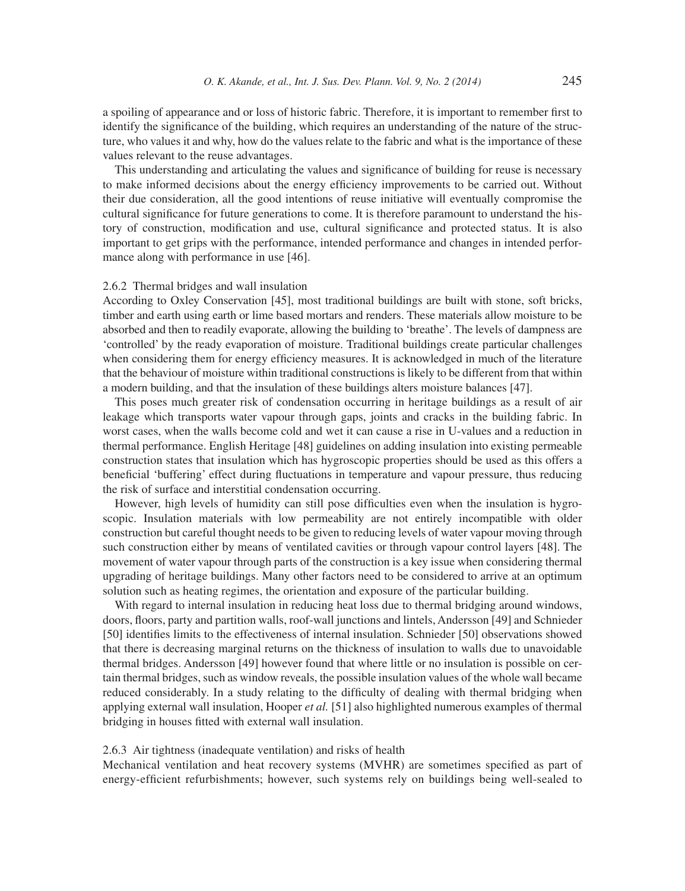a spoiling of appearance and or loss of historic fabric. Therefore, it is important to remember first to identify the significance of the building, which requires an understanding of the nature of the structure, who values it and why, how do the values relate to the fabric and what is the importance of these values relevant to the reuse advantages.

This understanding and articulating the values and significance of building for reuse is necessary to make informed decisions about the energy efficiency improvements to be carried out. Without their due consideration, all the good intentions of reuse initiative will eventually compromise the cultural significance for future generations to come. It is therefore paramount to understand the history of construction, modification and use, cultural significance and protected status. It is also important to get grips with the performance, intended performance and changes in intended performance along with performance in use [46].

### 2.6.2 Thermal bridges and wall insulation

According to Oxley Conservation [45], most traditional buildings are built with stone, soft bricks, timber and earth using earth or lime based mortars and renders. These materials allow moisture to be absorbed and then to readily evaporate, allowing the building to 'breathe'. The levels of dampness are 'controlled' by the ready evaporation of moisture. Traditional buildings create particular challenges when considering them for energy efficiency measures. It is acknowledged in much of the literature that the behaviour of moisture within traditional constructions is likely to be different from that within a modern building, and that the insulation of these buildings alters moisture balances [47].

This poses much greater risk of condensation occurring in heritage buildings as a result of air leakage which transports water vapour through gaps, joints and cracks in the building fabric. In worst cases, when the walls become cold and wet it can cause a rise in U-values and a reduction in thermal performance. English Heritage [48] guidelines on adding insulation into existing permeable construction states that insulation which has hygroscopic properties should be used as this offers a beneficial 'buffering' effect during fluctuations in temperature and vapour pressure, thus reducing the risk of surface and interstitial condensation occurring.

However, high levels of humidity can still pose difficulties even when the insulation is hygroscopic. Insulation materials with low permeability are not entirely incompatible with older construction but careful thought needs to be given to reducing levels of water vapour moving through such construction either by means of ventilated cavities or through vapour control layers [48]. The movement of water vapour through parts of the construction is a key issue when considering thermal upgrading of heritage buildings. Many other factors need to be considered to arrive at an optimum solution such as heating regimes, the orientation and exposure of the particular building.

With regard to internal insulation in reducing heat loss due to thermal bridging around windows, doors, floors, party and partition walls, roof-wall junctions and lintels, Andersson [49] and Schnieder [50] identifies limits to the effectiveness of internal insulation. Schnieder [50] observations showed that there is decreasing marginal returns on the thickness of insulation to walls due to unavoidable thermal bridges. Andersson [49] however found that where little or no insulation is possible on certain thermal bridges, such as window reveals, the possible insulation values of the whole wall became reduced considerably. In a study relating to the difficulty of dealing with thermal bridging when applying external wall insulation, Hooper *et al.* [51] also highlighted numerous examples of thermal bridging in houses fitted with external wall insulation.

### 2.6.3 Air tightness (inadequate ventilation) and risks of health

Mechanical ventilation and heat recovery systems (MVHR) are sometimes specified as part of energy-efficient refurbishments; however, such systems rely on buildings being well-sealed to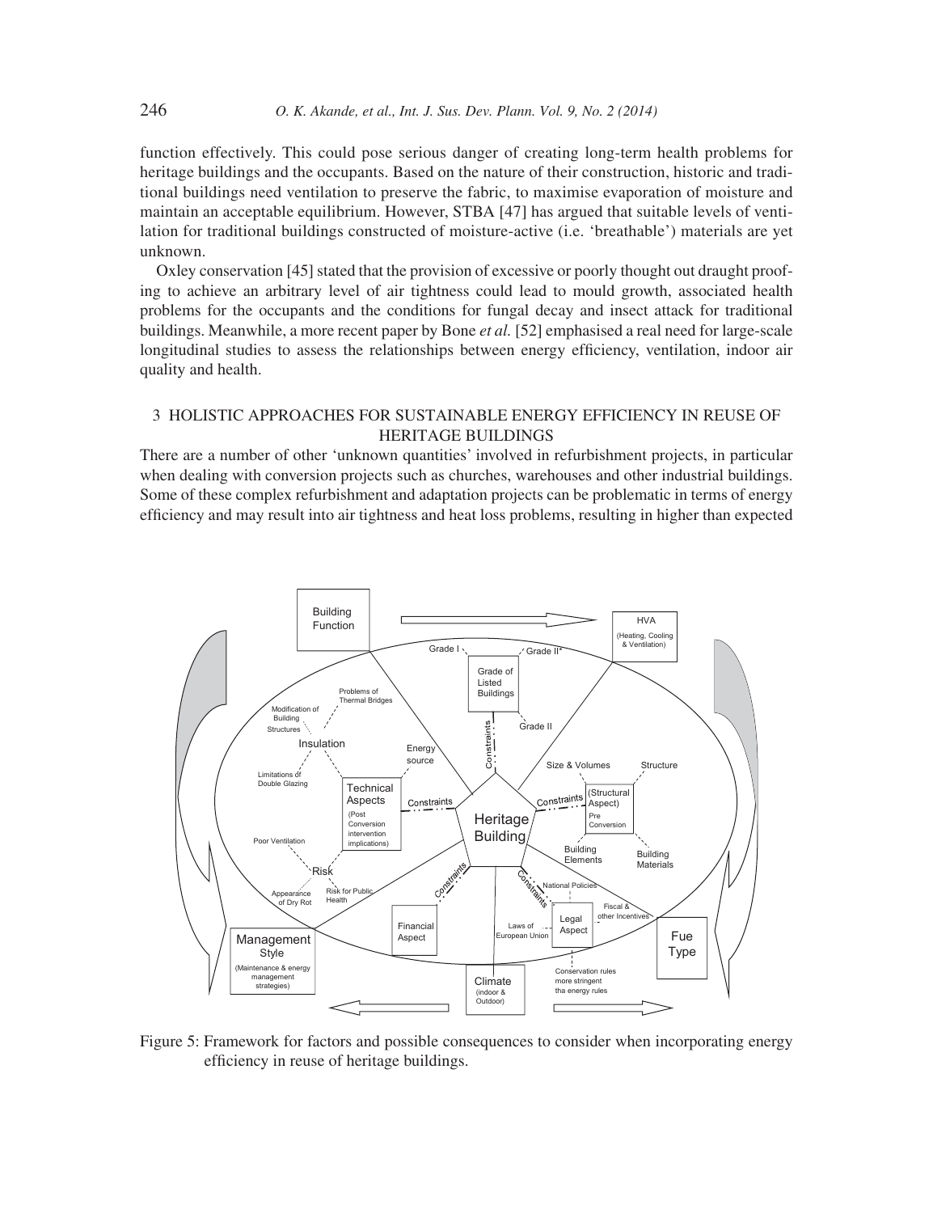function effectively. This could pose serious danger of creating long-term health problems for heritage buildings and the occupants. Based on the nature of their construction, historic and traditional buildings need ventilation to preserve the fabric, to maximise evaporation of moisture and maintain an acceptable equilibrium. However, STBA [47] has argued that suitable levels of ventilation for traditional buildings constructed of moisture-active (i.e. 'breathable') materials are yet unknown.

Oxley conservation [45] stated that the provision of excessive or poorly thought out draught proofing to achieve an arbitrary level of air tightness could lead to mould growth, associated health problems for the occupants and the conditions for fungal decay and insect attack for traditional buildings. Meanwhile, a more recent paper by Bone *et al.* [52] emphasised a real need for large-scale longitudinal studies to assess the relationships between energy efficiency, ventilation, indoor air quality and health.

## 3 HOLISTIC APPROACHES FOR SUSTAINABLE ENERGY EFFICIENCY IN REUSE OF HERITAGE BUILDINGS

There are a number of other 'unknown quantities' involved in refurbishment projects, in particular when dealing with conversion projects such as churches, warehouses and other industrial buildings. Some of these complex refurbishment and adaptation projects can be problematic in terms of energy efficiency and may result into air tightness and heat loss problems, resulting in higher than expected

Figure 5: Framework for factors and possible consequences to consider when incorporating energy efficiency in reuse of heritage buildings.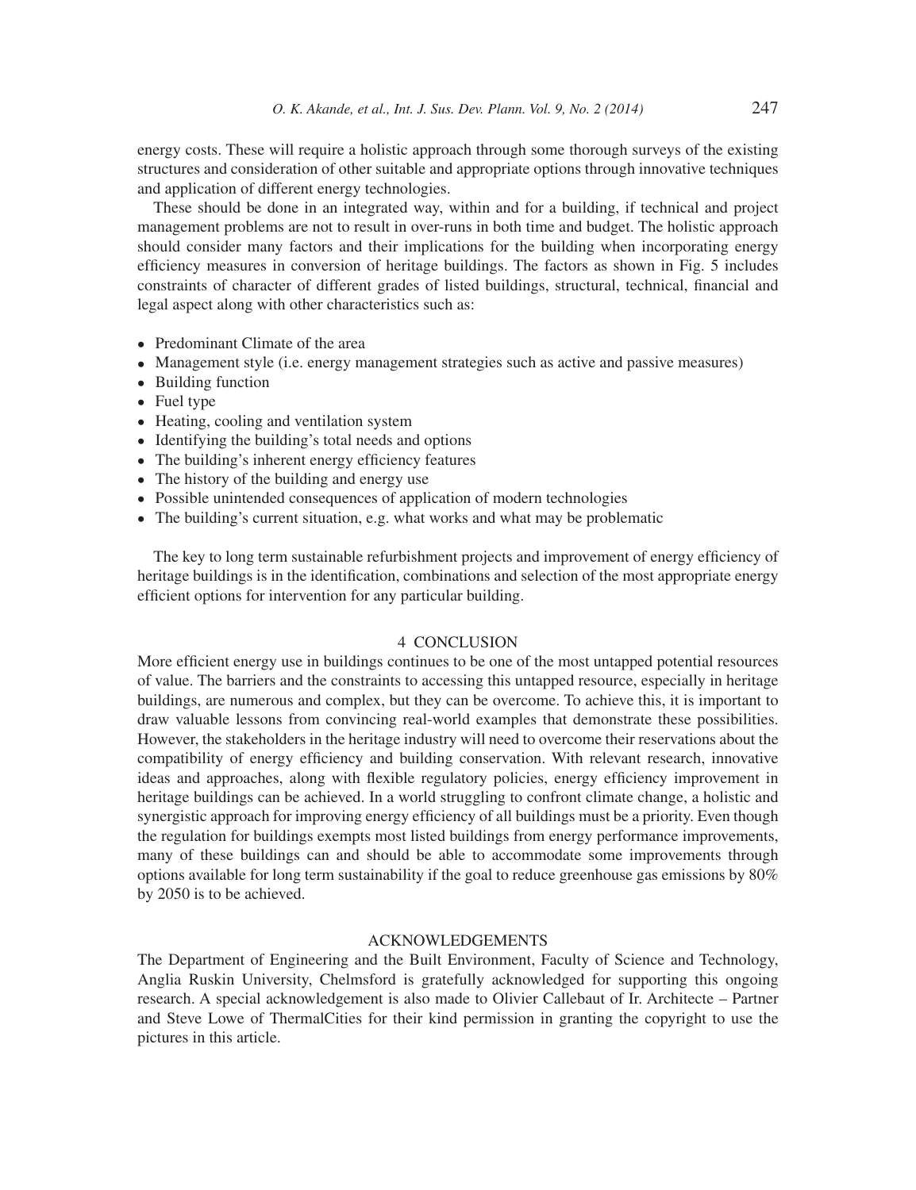energy costs. These will require a holistic approach through some thorough surveys of the existing structures and consideration of other suitable and appropriate options through innovative techniques and application of different energy technologies.

These should be done in an integrated way, within and for a building, if technical and project management problems are not to result in over-runs in both time and budget. The holistic approach should consider many factors and their implications for the building when incorporating energy efficiency measures in conversion of heritage buildings. The factors as shown in Fig. 5 includes constraints of character of different grades of listed buildings, structural, technical, financial and legal aspect along with other characteristics such as:

- Predominant Climate of the area
- Management style (i.e. energy management strategies such as active and passive measures)
- Building function
- Fuel type
- Heating, cooling and ventilation system
- Identifying the building's total needs and options
- The building's inherent energy efficiency features
- The history of the building and energy use
- Possible unintended consequences of application of modern technologies
- The building's current situation, e.g. what works and what may be problematic

The key to long term sustainable refurbishment projects and improvement of energy efficiency of heritage buildings is in the identification, combinations and selection of the most appropriate energy efficient options for intervention for any particular building.

## 4 CONCLUSION

More efficient energy use in buildings continues to be one of the most untapped potential resources of value. The barriers and the constraints to accessing this untapped resource, especially in heritage buildings, are numerous and complex, but they can be overcome. To achieve this, it is important to draw valuable lessons from convincing real-world examples that demonstrate these possibilities. However, the stakeholders in the heritage industry will need to overcome their reservations about the compatibility of energy efficiency and building conservation. With relevant research, innovative ideas and approaches, along with flexible regulatory policies, energy efficiency improvement in heritage buildings can be achieved. In a world struggling to confront climate change, a holistic and synergistic approach for improving energy efficiency of all buildings must be a priority. Even though the regulation for buildings exempts most listed buildings from energy performance improvements, many of these buildings can and should be able to accommodate some improvements through options available for long term sustainability if the goal to reduce greenhouse gas emissions by 80% by 2050 is to be achieved.

## ACKNOWLEDGEMENTS

The Department of Engineering and the Built Environment, Faculty of Science and Technology, Anglia Ruskin University, Chelmsford is gratefully acknowledged for supporting this ongoing research. A special acknowledgement is also made to Olivier Callebaut of Ir. Architecte – Partner and Steve Lowe of ThermalCities for their kind permission in granting the copyright to use the pictures in this article.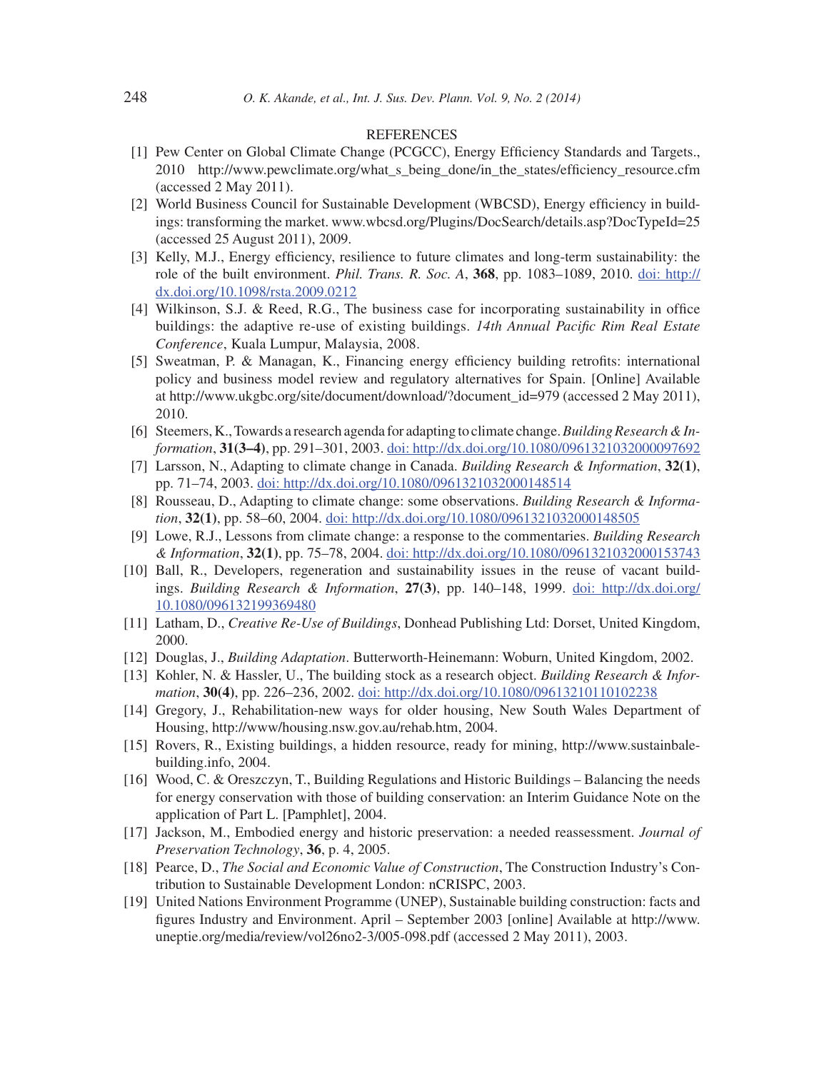## REFERENCES

[1] Pew Center on Global Climate Change (PCGCC), Energy Efficiency Standards and Targets., 2010 http://www.pewclimate.org/what_s_being_done/in_the_states/efficiency_resource.cfm (accessed 2 May 2011).

[2] World Business Council for Sustainable Development (WBCSD), Energy efficiency in buildings: transforming the market. www.wbcsd.org/Plugins/DocSearch/details.asp?DocTypeId=25 (accessed 25 August 2011), 2009.

[3] Kelly, M.J., Energy efficiency, resilience to future climates and long-term sustainability: the role of the built environment. *Phil. Trans. R. Soc. A*, **368**, pp. 1083–1089, 2010. doi: http://dx.doi.org/10.1098/rsta.2009.0212

[4] Wilkinson, S.J. & Reed, R.G., The business case for incorporating sustainability in office buildings: the adaptive re-use of existing buildings. *14th Annual Pacific Rim Real Estate Conference*, Kuala Lumpur, Malaysia, 2008.

[5] Sweatman, P. & Managan, K., Financing energy efficiency building retrofits: international policy and business model review and regulatory alternatives for Spain. [Online] Available at http://www.ukgbc.org/site/document/download/?document_id=979 (accessed 2 May 2011), 2010.

[6] Steemers, K., Towards a research agenda for adapting to climate change. *Building Research & Information*, **31(3–4)**, pp. 291–301, 2003. doi: http://dx.doi.org/10.1080/0961321032000097692

[7] Larsson, N., Adapting to climate change in Canada. *Building Research & Information*, **32(1)**, pp. 71–74, 2003. doi: http://dx.doi.org/10.1080/0961321032000148514

[8] Rousseau, D., Adapting to climate change: some observations. *Building Research & Information*, **32(1)**, pp. 58–60, 2004. doi: http://dx.doi.org/10.1080/0961321032000148505

[9] Lowe, R.J., Lessons from climate change: a response to the commentaries. *Building Research & Information*, **32(1)**, pp. 75–78, 2004. doi: http://dx.doi.org/10.1080/0961321032000153743

[10] Ball, R., Developers, regeneration and sustainability issues in the reuse of vacant buildings. *Building Research & Information*, **27(3)**, pp. 140–148, 1999. doi: http://dx.doi.org/10.1080/096132199369480

[11] Latham, D., *Creative Re-Use of Buildings*, Donhead Publishing Ltd: Dorset, United Kingdom, 2000.

[12] Douglas, J., *Building Adaptation*. Butterworth-Heinemann: Woburn, United Kingdom, 2002.

[13] Kohler, N. & Hassler, U., The building stock as a research object. *Building Research & Information*, **30(4)**, pp. 226–236, 2002. doi: http://dx.doi.org/10.1080/09613210110102238

[14] Gregory, J., Rehabilitation-new ways for older housing, New South Wales Department of Housing, http://www/housing.nsw.gov.au/rehab.htm, 2004.

[15] Rovers, R., Existing buildings, a hidden resource, ready for mining, http://www.sustainbale-building.info, 2004.

[16] Wood, C. & Oreszczyn, T., Building Regulations and Historic Buildings – Balancing the needs for energy conservation with those of building conservation: an Interim Guidance Note on the application of Part L. [Pamphlet], 2004.

[17] Jackson, M., Embodied energy and historic preservation: a needed reassessment. *Journal of Preservation Technology*, **36**, p. 4, 2005.

[18] Pearce, D., *The Social and Economic Value of Construction*, The Construction Industry's Contribution to Sustainable Development London: nCRISPC, 2003.

[19] United Nations Environment Programme (UNEP), Sustainable building construction: facts and figures Industry and Environment. April – September 2003 [online] Available at http://www.uneptie.org/media/review/vol26no2-3/005-098.pdf (accessed 2 May 2011), 2003.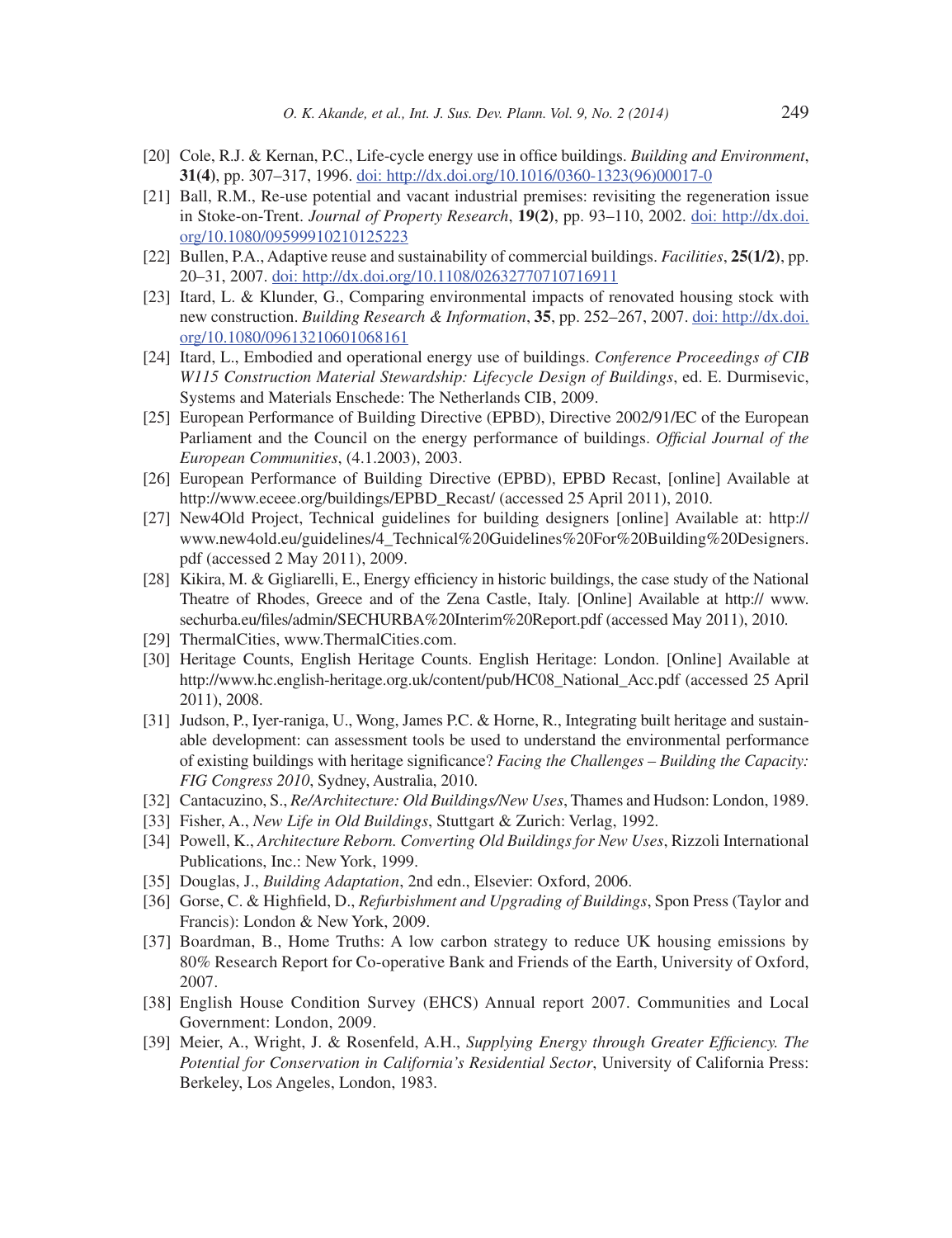[20] Cole, R.J. & Kernan, P.C., Life-cycle energy use in office buildings. *Building and Environment*, **31(4)**, pp. 307–317, 1996. doi: http://dx.doi.org/10.1016/0360-1323(96)00017-0

[21] Ball, R.M., Re-use potential and vacant industrial premises: revisiting the regeneration issue in Stoke-on-Trent. *Journal of Property Research*, **19(2)**, pp. 93–110, 2002. doi: http://dx.doi.org/10.1080/09599910210125223

[22] Bullen, P.A., Adaptive reuse and sustainability of commercial buildings. *Facilities*, **25(1/2)**, pp. 20–31, 2007. doi: http://dx.doi.org/10.1108/02632770710716911

[23] Itard, L. & Klunder, G., Comparing environmental impacts of renovated housing stock with new construction. *Building Research & Information*, **35**, pp. 252–267, 2007. doi: http://dx.doi.org/10.1080/09613210601068161

[24] Itard, L., Embodied and operational energy use of buildings. *Conference Proceedings of CIB W115 Construction Material Stewardship: Lifecycle Design of Buildings*, ed. E. Durmisevic, Systems and Materials Enschede: The Netherlands CIB, 2009.

[25] European Performance of Building Directive (EPBD), Directive 2002/91/EC of the European Parliament and the Council on the energy performance of buildings. *Official Journal of the European Communities*, (4.1.2003), 2003.

[26] European Performance of Building Directive (EPBD), EPBD Recast, [online] Available at http://www.eceee.org/buildings/EPBD_Recast/ (accessed 25 April 2011), 2010.

[27] New4Old Project, Technical guidelines for building designers [online] Available at: http://www.new4old.eu/guidelines/4_Technical%20Guidelines%20For%20Building%20Designers.pdf (accessed 2 May 2011), 2009.

[28] Kikira, M. & Gigliarelli, E., Energy efficiency in historic buildings, the case study of the National Theatre of Rhodes, Greece and of the Zena Castle, Italy. [Online] Available at http:// www.sechurba.eu/files/admin/SECHURBA%20Interim%20Report.pdf (accessed May 2011), 2010.

[29] ThermalCities, www.ThermalCities.com.

[30] Heritage Counts, English Heritage Counts. English Heritage: London. [Online] Available at http://www.hc.english-heritage.org.uk/content/pub/HC08_National_Acc.pdf (accessed 25 April 2011), 2008.

[31] Judson, P., Iyer-raniga, U., Wong, James P.C. & Horne, R., Integrating built heritage and sustainable development: can assessment tools be used to understand the environmental performance of existing buildings with heritage significance? *Facing the Challenges – Building the Capacity: FIG Congress 2010*, Sydney, Australia, 2010.

[32] Cantacuzino, S., *Re/Architecture: Old Buildings/New Uses*, Thames and Hudson: London, 1989.

[33] Fisher, A., *New Life in Old Buildings*, Stuttgart & Zurich: Verlag, 1992.

[34] Powell, K., *Architecture Reborn. Converting Old Buildings for New Uses*, Rizzoli International Publications, Inc.: New York, 1999.

[35] Douglas, J., *Building Adaptation*, 2nd edn., Elsevier: Oxford, 2006.

[36] Gorse, C. & Highfield, D., *Refurbishment and Upgrading of Buildings*, Spon Press (Taylor and Francis): London & New York, 2009.

[37] Boardman, B., Home Truths: A low carbon strategy to reduce UK housing emissions by 80% Research Report for Co-operative Bank and Friends of the Earth, University of Oxford, 2007.

[38] English House Condition Survey (EHCS) Annual report 2007. Communities and Local Government: London, 2009.

[39] Meier, A., Wright, J. & Rosenfeld, A.H., *Supplying Energy through Greater Efficiency. The Potential for Conservation in California's Residential Sector*, University of California Press: Berkeley, Los Angeles, London, 1983.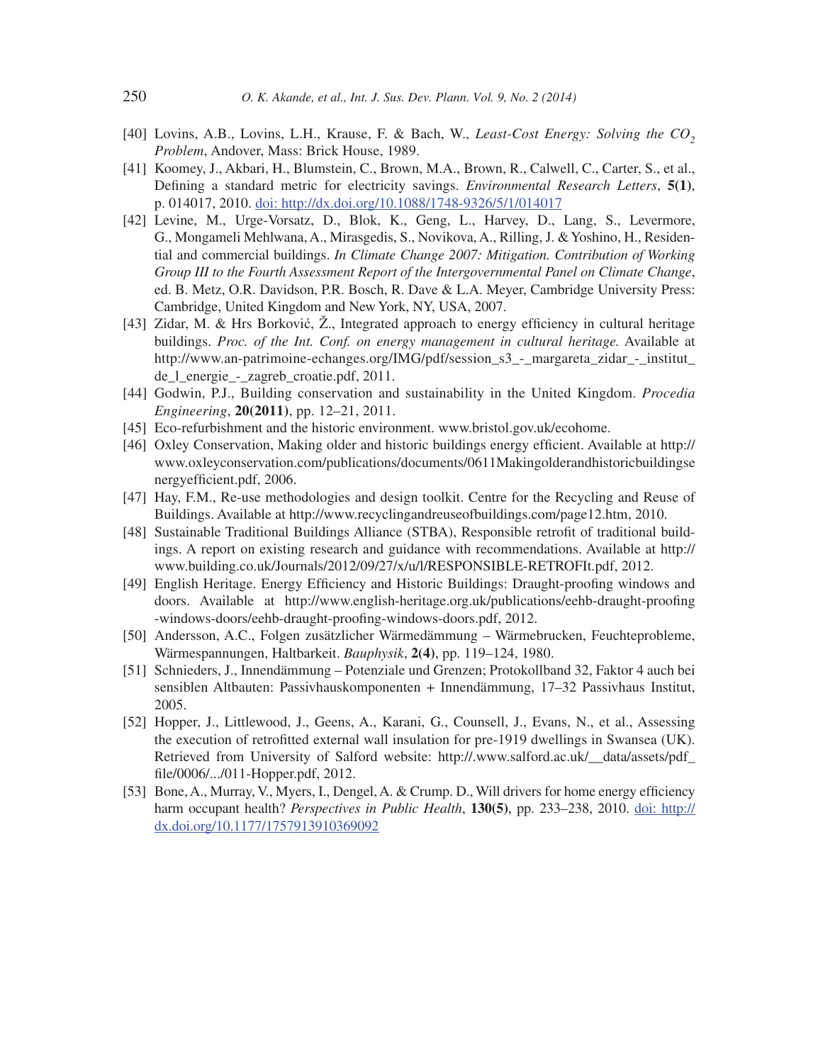[40] Lovins, A.B., Lovins, L.H., Krause, F. & Bach, W., *Least-Cost Energy: Solving the $CO_2$ Problem*, Andover, Mass: Brick House, 1989.

[41] Koomey, J., Akbari, H., Blumstein, C., Brown, M.A., Brown, R., Calwell, C., Carter, S., et al., Defining a standard metric for electricity savings. *Environmental Research Letters*, **5(1)**, p. 014017, 2010. doi: http://dx.doi.org/10.1088/1748-9326/5/1/014017

[42] Levine, M., Urge-Vorsatz, D., Blok, K., Geng, L., Harvey, D., Lang, S., Levermore, G., Mongameli Mehlwana, A., Mirasgedis, S., Novikova, A., Rilling, J. & Yoshino, H., Residential and commercial buildings. *In Climate Change 2007: Mitigation. Contribution of Working Group III to the Fourth Assessment Report of the Intergovernmental Panel on Climate Change*, ed. B. Metz, O.R. Davidson, P.R. Bosch, R. Dave & L.A. Meyer, Cambridge University Press: Cambridge, United Kingdom and New York, NY, USA, 2007.

[43] Zidar, M. & Hrs Borković, Ž., Integrated approach to energy efficiency in cultural heritage buildings. *Proc. of the Int. Conf. on energy management in cultural heritage.* Available at http://www.an-patrimoine-echanges.org/IMG/pdf/session_s3_-_margareta_zidar_-_institut_de_l_energie_-_zagreb_croatie.pdf, 2011.

[44] Godwin, P.J., Building conservation and sustainability in the United Kingdom. *Procedia Engineering*, **20(2011)**, pp. 12–21, 2011.

[45] Eco-refurbishment and the historic environment. www.bristol.gov.uk/ecohome.

[46] Oxley Conservation, Making older and historic buildings energy efficient. Available at http://www.oxleyconservation.com/publications/documents/0611Makingolderandhistoricbuildingsenergyefficient.pdf, 2006.

[47] Hay, F.M., Re-use methodologies and design toolkit. Centre for the Recycling and Reuse of Buildings. Available at http://www.recyclingandreuseofbuildings.com/page12.htm, 2010.

[48] Sustainable Traditional Buildings Alliance (STBA), Responsible retrofit of traditional buildings. A report on existing research and guidance with recommendations. Available at http://www.building.co.uk/Journals/2012/09/27/x/u/l/RESPONSIBLE-RETROFIt.pdf, 2012.

[49] English Heritage. Energy Efficiency and Historic Buildings: Draught-proofing windows and doors. Available at http://www.english-heritage.org.uk/publications/eehb-draught-proofing-windows-doors/eehb-draught-proofing-windows-doors.pdf, 2012.

[50] Andersson, A.C., Folgen zusätzlicher Wärmedämmung – Wärmebrucken, Feuchteprobleme, Wärmespannungen, Haltbarkeit. *Bauphysik*, **2(4)**, pp. 119–124, 1980.

[51] Schnieders, J., Innendämmung – Potenziale und Grenzen; Protokollband 32, Faktor 4 auch bei sensiblen Altbauten: Passivhauskomponenten + Innendämmung, 17–32 Passivhaus Institut, 2005.

[52] Hopper, J., Littlewood, J., Geens, A., Karani, G., Counsell, J., Evans, N., et al., Assessing the execution of retrofitted external wall insulation for pre-1919 dwellings in Swansea (UK). Retrieved from University of Salford website: http://.www.salford.ac.uk/__data/assets/pdf_file/0006/.../011-Hopper.pdf, 2012.

[53] Bone, A., Murray, V., Myers, I., Dengel, A. & Crump. D., Will drivers for home energy efficiency harm occupant health? *Perspectives in Public Health*, **130(5)**, pp. 233–238, 2010. doi: http://dx.doi.org/10.1177/1757913910369092